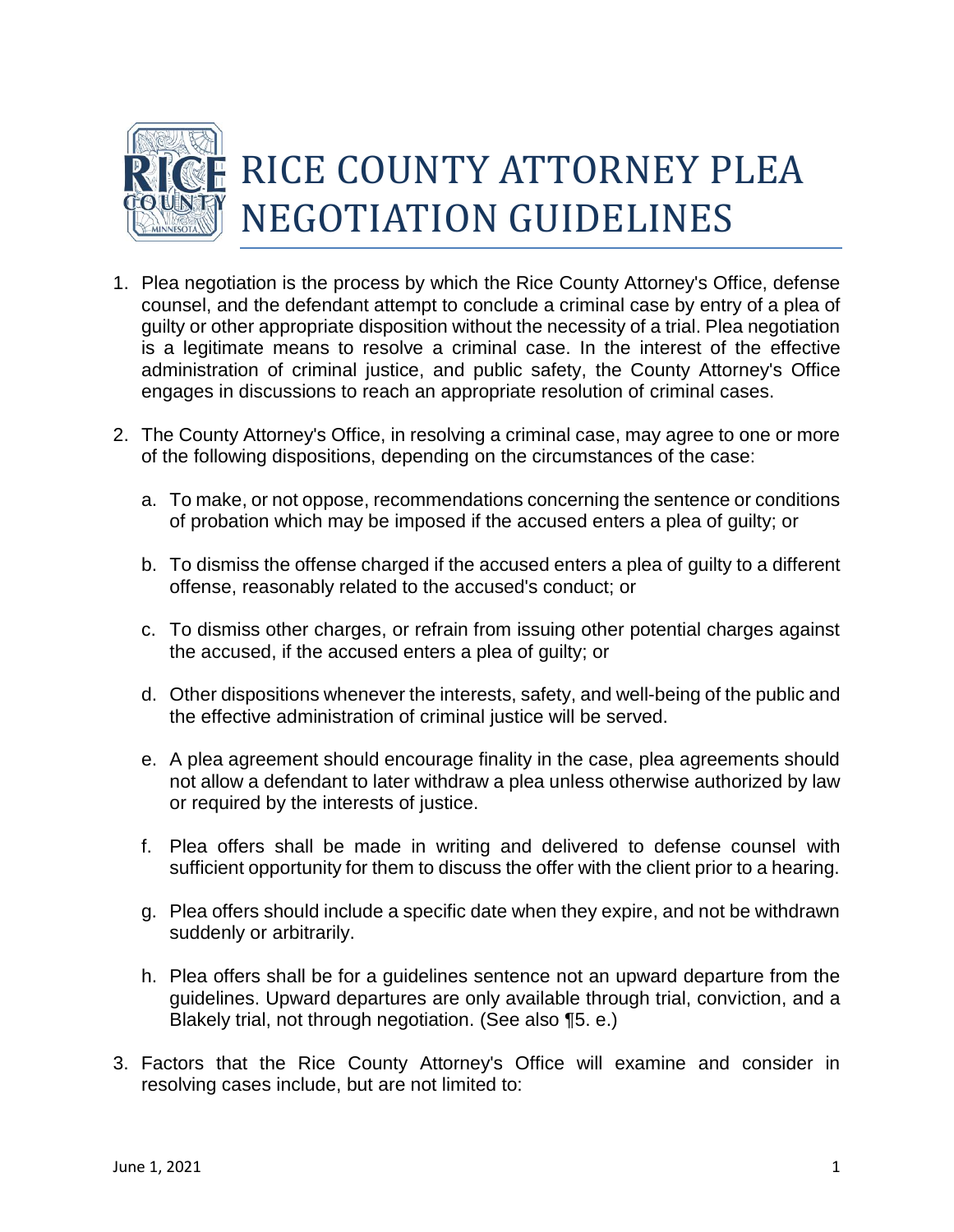# RICE COUNTY ATTORNEY PLEA NEGOTIATION GUIDELINES

1. Plea negotiation is the process by which the Rice County Attorney's Office, defense counsel, and the defendant attempt to conclude a criminal case by entry of a plea of guilty or other appropriate disposition without the necessity of a trial. Plea negotiation is a legitimate means to resolve a criminal case. In the interest of the effective administration of criminal justice, and public safety, the County Attorney's Office engages in discussions to reach an appropriate resolution of criminal cases.

2. The County Attorney's Office, in resolving a criminal case, may agree to one or more of the following dispositions, depending on the circumstances of the case:

   a. To make, or not oppose, recommendations concerning the sentence or conditions of probation which may be imposed if the accused enters a plea of guilty; or

   b. To dismiss the offense charged if the accused enters a plea of guilty to a different offense, reasonably related to the accused's conduct; or

   c. To dismiss other charges, or refrain from issuing other potential charges against the accused, if the accused enters a plea of guilty; or

   d. Other dispositions whenever the interests, safety, and well-being of the public and the effective administration of criminal justice will be served.

   e. A plea agreement should encourage finality in the case, plea agreements should not allow a defendant to later withdraw a plea unless otherwise authorized by law or required by the interests of justice.

   f. Plea offers shall be made in writing and delivered to defense counsel with sufficient opportunity for them to discuss the offer with the client prior to a hearing.

   g. Plea offers should include a specific date when they expire, and not be withdrawn suddenly or arbitrarily.

   h. Plea offers shall be for a guidelines sentence not an upward departure from the guidelines. Upward departures are only available through trial, conviction, and a Blakely trial, not through negotiation. (See also ¶5. e.)

3. Factors that the Rice County Attorney's Office will examine and consider in resolving cases include, but are not limited to: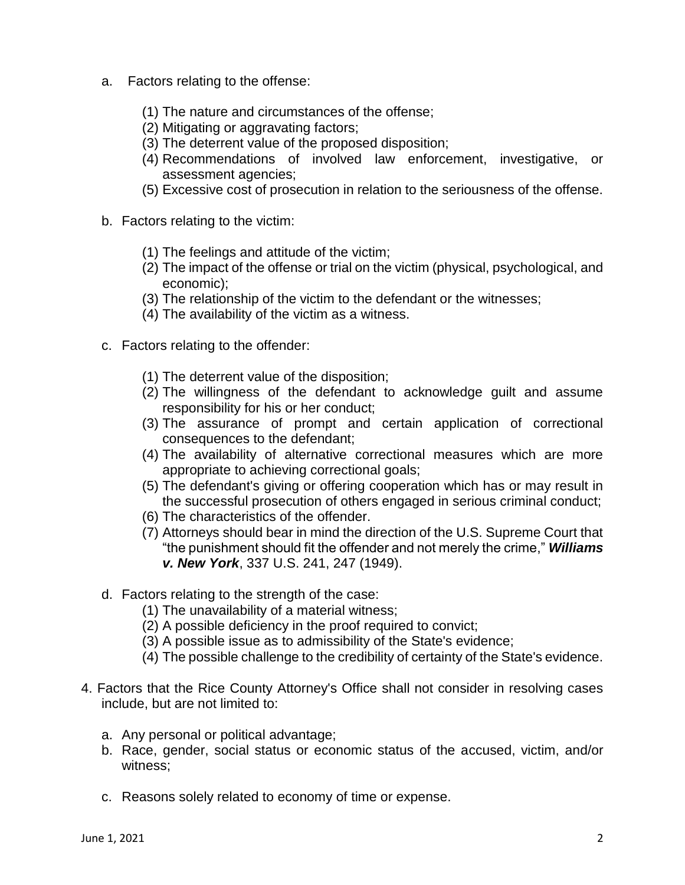a. Factors relating to the offense:

   (1) The nature and circumstances of the offense;
   (2) Mitigating or aggravating factors;
   (3) The deterrent value of the proposed disposition;
   (4) Recommendations of involved law enforcement, investigative, or assessment agencies;
   (5) Excessive cost of prosecution in relation to the seriousness of the offense.

b. Factors relating to the victim:

   (1) The feelings and attitude of the victim;
   (2) The impact of the offense or trial on the victim (physical, psychological, and economic);
   (3) The relationship of the victim to the defendant or the witnesses;
   (4) The availability of the victim as a witness.

c. Factors relating to the offender:

   (1) The deterrent value of the disposition;
   (2) The willingness of the defendant to acknowledge guilt and assume responsibility for his or her conduct;
   (3) The assurance of prompt and certain application of correctional consequences to the defendant;
   (4) The availability of alternative correctional measures which are more appropriate to achieving correctional goals;
   (5) The defendant's giving or offering cooperation which has or may result in the successful prosecution of others engaged in serious criminal conduct;
   (6) The characteristics of the offender.
   (7) Attorneys should bear in mind the direction of the U.S. Supreme Court that "the punishment should fit the offender and not merely the crime," ***Williams v. New York***, 337 U.S. 241, 247 (1949).

d. Factors relating to the strength of the case:

   (1) The unavailability of a material witness;
   (2) A possible deficiency in the proof required to convict;
   (3) A possible issue as to admissibility of the State's evidence;
   (4) The possible challenge to the credibility of certainty of the State's evidence.

4. Factors that the Rice County Attorney's Office shall not consider in resolving cases include, but are not limited to:

   a. Any personal or political advantage;
   b. Race, gender, social status or economic status of the accused, victim, and/or witness;
   c. Reasons solely related to economy of time or expense.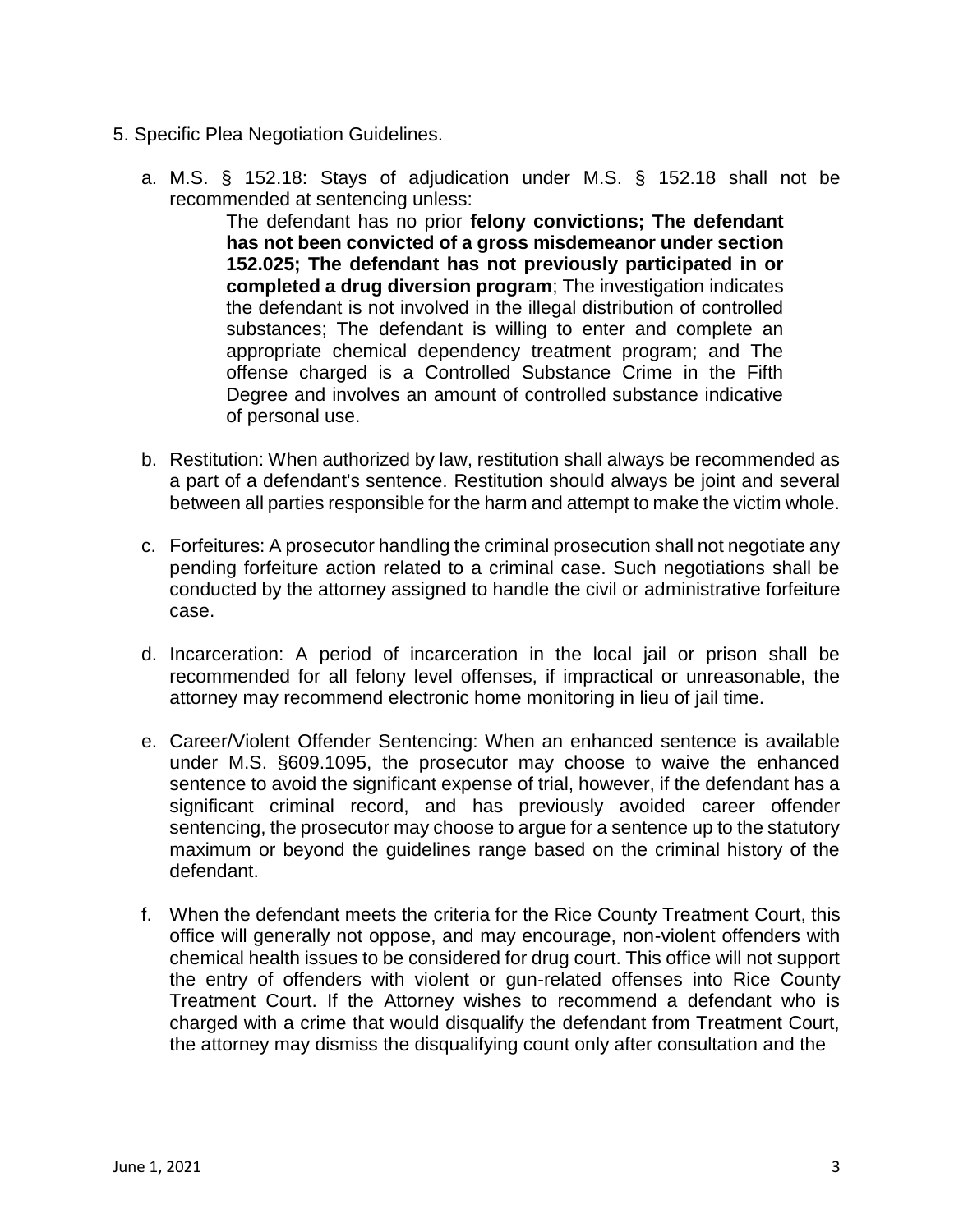5. Specific Plea Negotiation Guidelines.

   a. M.S. § 152.18: Stays of adjudication under M.S. § 152.18 shall not be recommended at sentencing unless:

      The defendant has no prior **felony convictions; The defendant has not been convicted of a gross misdemeanor under section 152.025; The defendant has not previously participated in or completed a drug diversion program**; The investigation indicates the defendant is not involved in the illegal distribution of controlled substances; The defendant is willing to enter and complete an appropriate chemical dependency treatment program; and The offense charged is a Controlled Substance Crime in the Fifth Degree and involves an amount of controlled substance indicative of personal use.

   b. Restitution: When authorized by law, restitution shall always be recommended as a part of a defendant's sentence. Restitution should always be joint and several between all parties responsible for the harm and attempt to make the victim whole.

   c. Forfeitures: A prosecutor handling the criminal prosecution shall not negotiate any pending forfeiture action related to a criminal case. Such negotiations shall be conducted by the attorney assigned to handle the civil or administrative forfeiture case.

   d. Incarceration: A period of incarceration in the local jail or prison shall be recommended for all felony level offenses, if impractical or unreasonable, the attorney may recommend electronic home monitoring in lieu of jail time.

   e. Career/Violent Offender Sentencing: When an enhanced sentence is available under M.S. §609.1095, the prosecutor may choose to waive the enhanced sentence to avoid the significant expense of trial, however, if the defendant has a significant criminal record, and has previously avoided career offender sentencing, the prosecutor may choose to argue for a sentence up to the statutory maximum or beyond the guidelines range based on the criminal history of the defendant.

   f. When the defendant meets the criteria for the Rice County Treatment Court, this office will generally not oppose, and may encourage, non-violent offenders with chemical health issues to be considered for drug court. This office will not support the entry of offenders with violent or gun-related offenses into Rice County Treatment Court. If the Attorney wishes to recommend a defendant who is charged with a crime that would disqualify the defendant from Treatment Court, the attorney may dismiss the disqualifying count only after consultation and the

June 1, 2021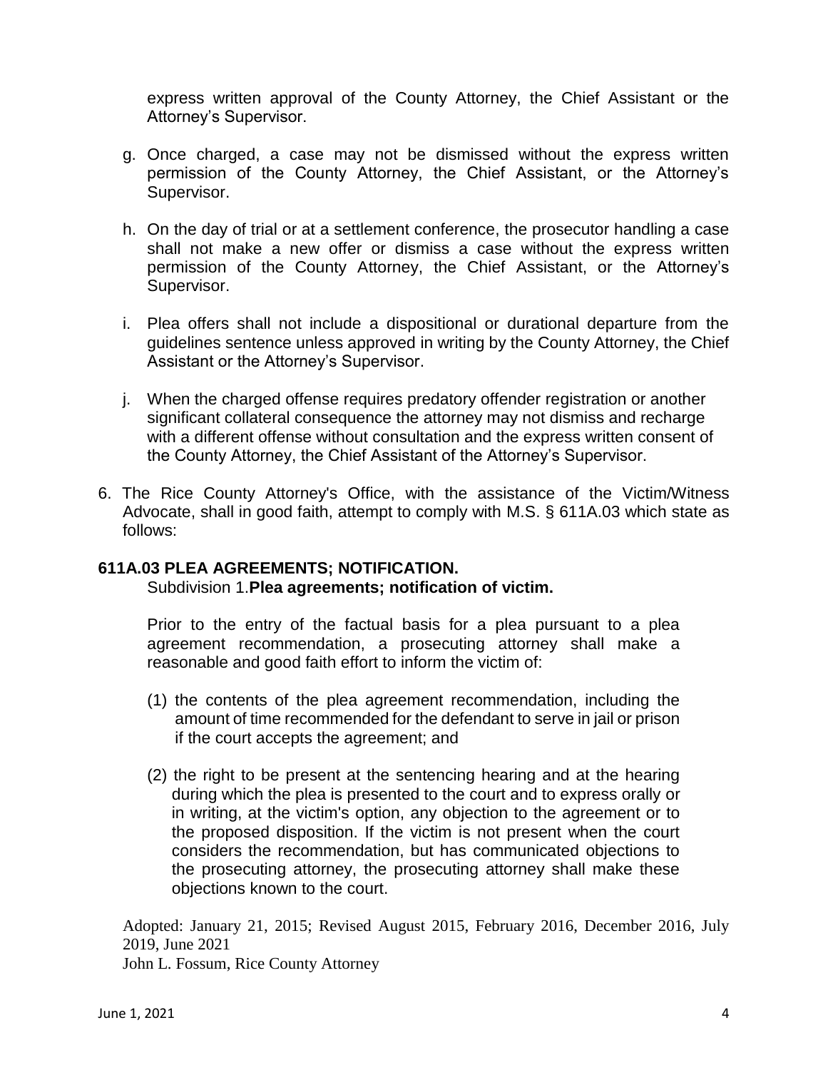express written approval of the County Attorney, the Chief Assistant or the Attorney's Supervisor.

g. Once charged, a case may not be dismissed without the express written permission of the County Attorney, the Chief Assistant, or the Attorney's Supervisor.

h. On the day of trial or at a settlement conference, the prosecutor handling a case shall not make a new offer or dismiss a case without the express written permission of the County Attorney, the Chief Assistant, or the Attorney's Supervisor.

i. Plea offers shall not include a dispositional or durational departure from the guidelines sentence unless approved in writing by the County Attorney, the Chief Assistant or the Attorney's Supervisor.

j. When the charged offense requires predatory offender registration or another significant collateral consequence the attorney may not dismiss and recharge with a different offense without consultation and the express written consent of the County Attorney, the Chief Assistant of the Attorney's Supervisor.

6. The Rice County Attorney's Office, with the assistance of the Victim/Witness Advocate, shall in good faith, attempt to comply with M.S. § 611A.03 which state as follows:

**611A.03 PLEA AGREEMENTS; NOTIFICATION.**

Subdivision 1.**Plea agreements; notification of victim.**

Prior to the entry of the factual basis for a plea pursuant to a plea agreement recommendation, a prosecuting attorney shall make a reasonable and good faith effort to inform the victim of:

(1) the contents of the plea agreement recommendation, including the amount of time recommended for the defendant to serve in jail or prison if the court accepts the agreement; and

(2) the right to be present at the sentencing hearing and at the hearing during which the plea is presented to the court and to express orally or in writing, at the victim's option, any objection to the agreement or to the proposed disposition. If the victim is not present when the court considers the recommendation, but has communicated objections to the prosecuting attorney, the prosecuting attorney shall make these objections known to the court.

Adopted: January 21, 2015; Revised August 2015, February 2016, December 2016, July 2019, June 2021

John L. Fossum, Rice County Attorney